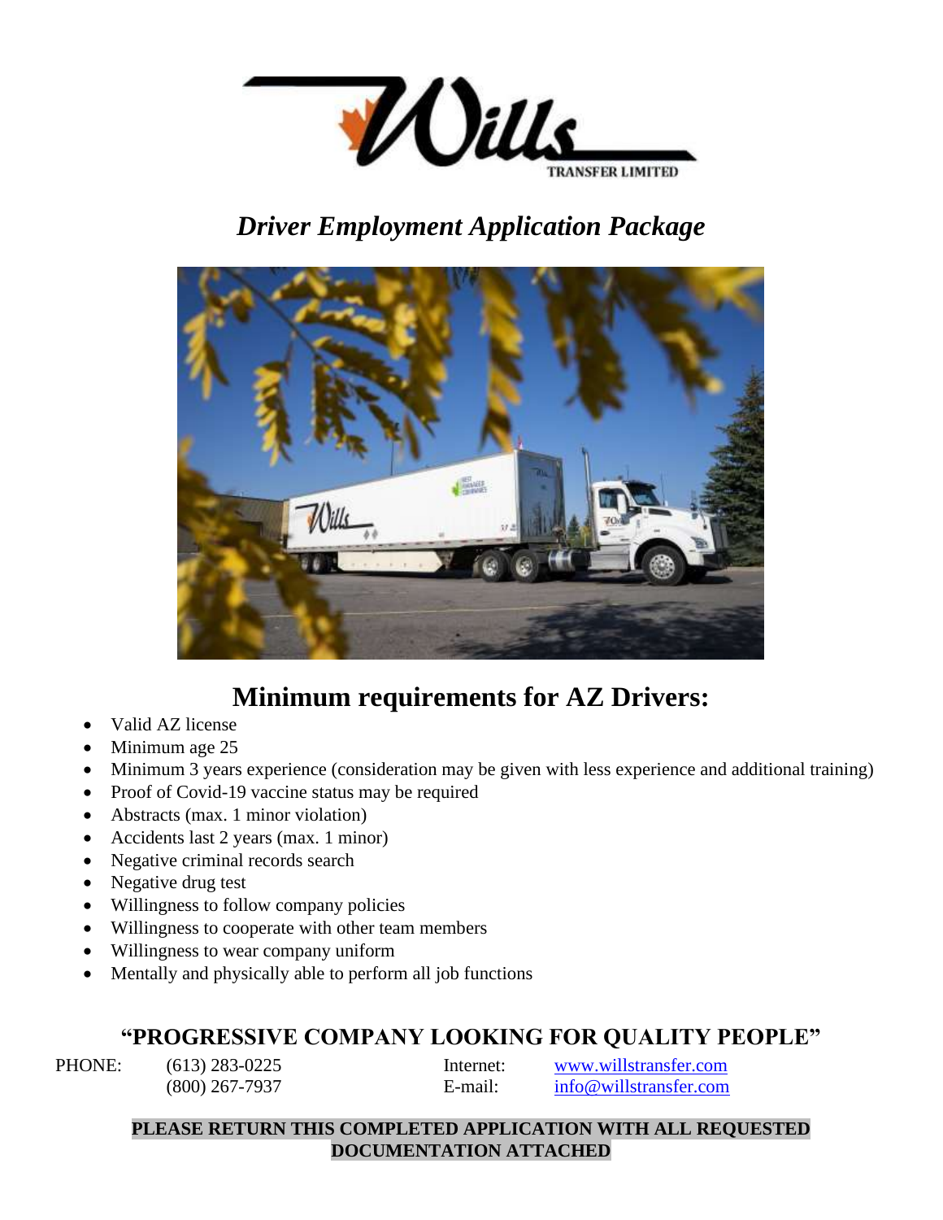Wills
TRANSFER LIMITED

# *Driver Employment Application Package*

## Minimum requirements for AZ Drivers:

- Valid AZ license
- Minimum age 25
- Minimum 3 years experience (consideration may be given with less experience and additional training)
- Proof of Covid-19 vaccine status may be required
- Abstracts (max. 1 minor violation)
- Accidents last 2 years (max. 1 minor)
- Negative criminal records search
- Negative drug test
- Willingness to follow company policies
- Willingness to cooperate with other team members
- Willingness to wear company uniform
- Mentally and physically able to perform all job functions

### "PROGRESSIVE COMPANY LOOKING FOR QUALITY PEOPLE"

PHONE: (613) 283-0225
(800) 267-7937

Internet: www.willstransfer.com
E-mail: info@willstransfer.com

**PLEASE RETURN THIS COMPLETED APPLICATION WITH ALL REQUESTED DOCUMENTATION ATTACHED**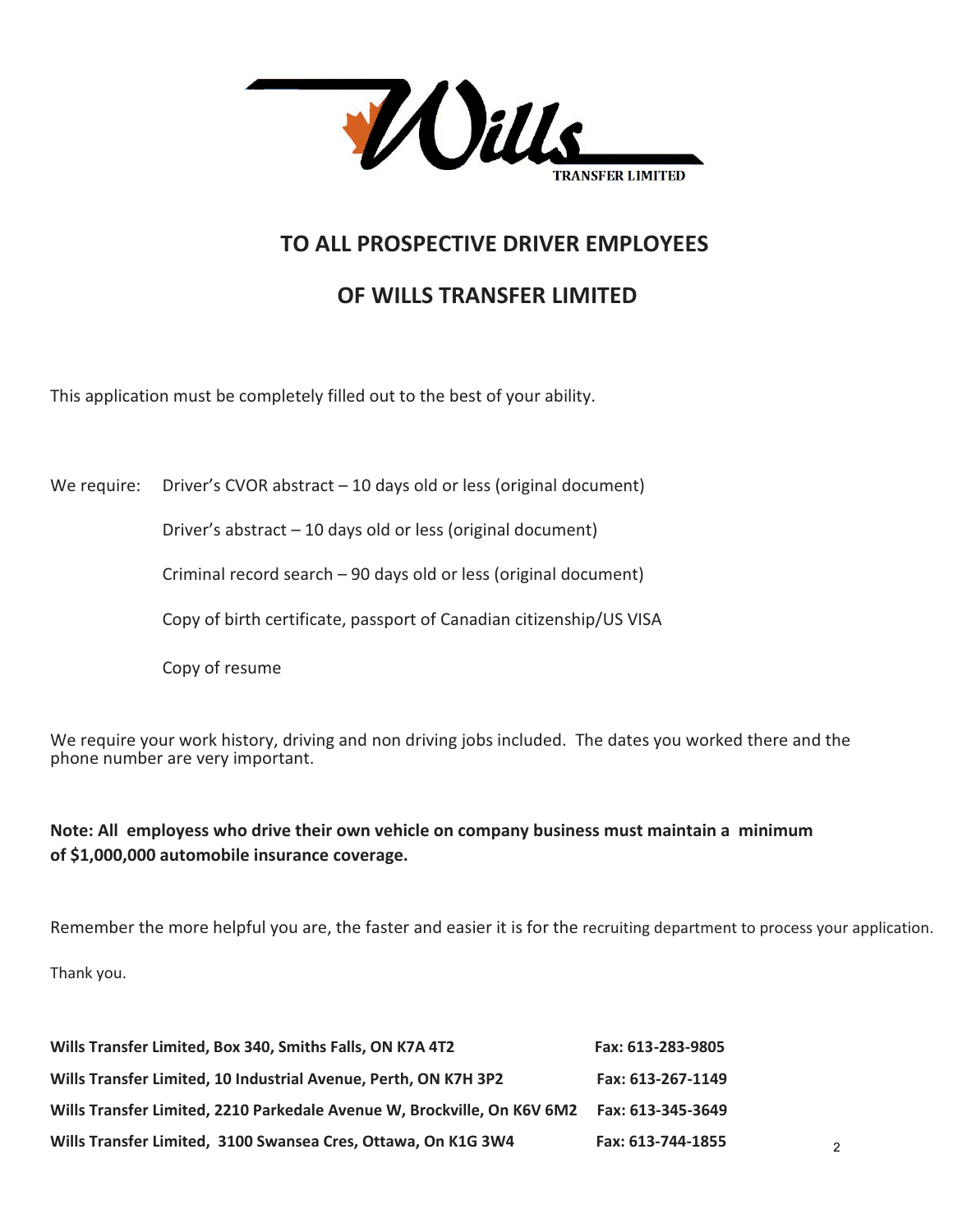Wills TRANSFER LIMITED

## TO ALL PROSPECTIVE DRIVER EMPLOYEES

## OF WILLS TRANSFER LIMITED

This application must be completely filled out to the best of your ability.

We require: Driver's CVOR abstract – 10 days old or less (original document)

Driver's abstract – 10 days old or less (original document)

Criminal record search – 90 days old or less (original document)

Copy of birth certificate, passport of Canadian citizenship/US VISA

Copy of resume

We require your work history, driving and non driving jobs included. The dates you worked there and the phone number are very important.

**Note: All employess who drive their own vehicle on company business must maintain a minimum of $1,000,000 automobile insurance coverage.**

Remember the more helpful you are, the faster and easier it is for the recruiting department to process your application.

Thank you.

| | |
|---|---|
| **Wills Transfer Limited, Box 340, Smiths Falls, ON K7A 4T2** | **Fax: 613-283-9805** |
| **Wills Transfer Limited, 10 Industrial Avenue, Perth, ON K7H 3P2** | **Fax: 613-267-1149** |
| **Wills Transfer Limited, 2210 Parkedale Avenue W, Brockville, On K6V 6M2** | **Fax: 613-345-3649** |
| **Wills Transfer Limited, 3100 Swansea Cres, Ottawa, On K1G 3W4** | **Fax: 613-744-1855** |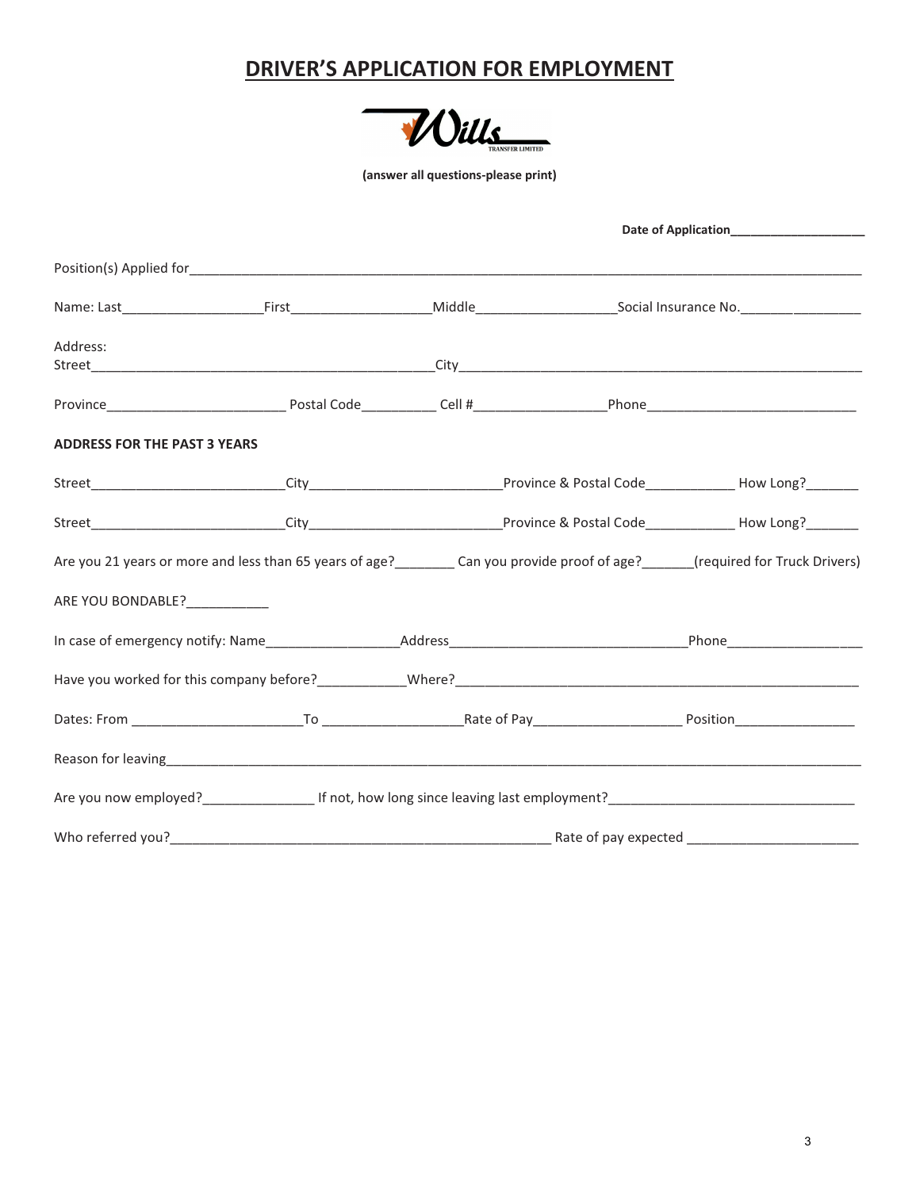# DRIVER'S APPLICATION FOR EMPLOYMENT

**(answer all questions-please print)**

**Date of Application**____________________

Position(s) Applied for________________________________________________________________

Name: Last__________________First__________________Middle__________________Social Insurance No.________________

Address:
Street____________________________________________City________________________________________________

Province_______________________ Postal Code__________ Cell #_________________Phone___________________________

**ADDRESS FOR THE PAST 3 YEARS**

Street__________________________City__________________________Province & Postal Code____________ How Long?_______

Street__________________________City__________________________Province & Postal Code____________ How Long?_______

Are you 21 years or more and less than 65 years of age?________ Can you provide proof of age?_______(required for Truck Drivers)

ARE YOU BONDABLE?___________

In case of emergency notify: Name_________________Address_______________________________Phone__________________

Have you worked for this company before?___________Where?_____________________________________________________

Dates: From ______________________To __________________Rate of Pay___________________ Position________________

Reason for leaving______________________________________________________________________________________

Are you now employed?_______________ If not, how long since leaving last employment?_________________________________

Who referred you?___________________________________________________ Rate of pay expected _______________________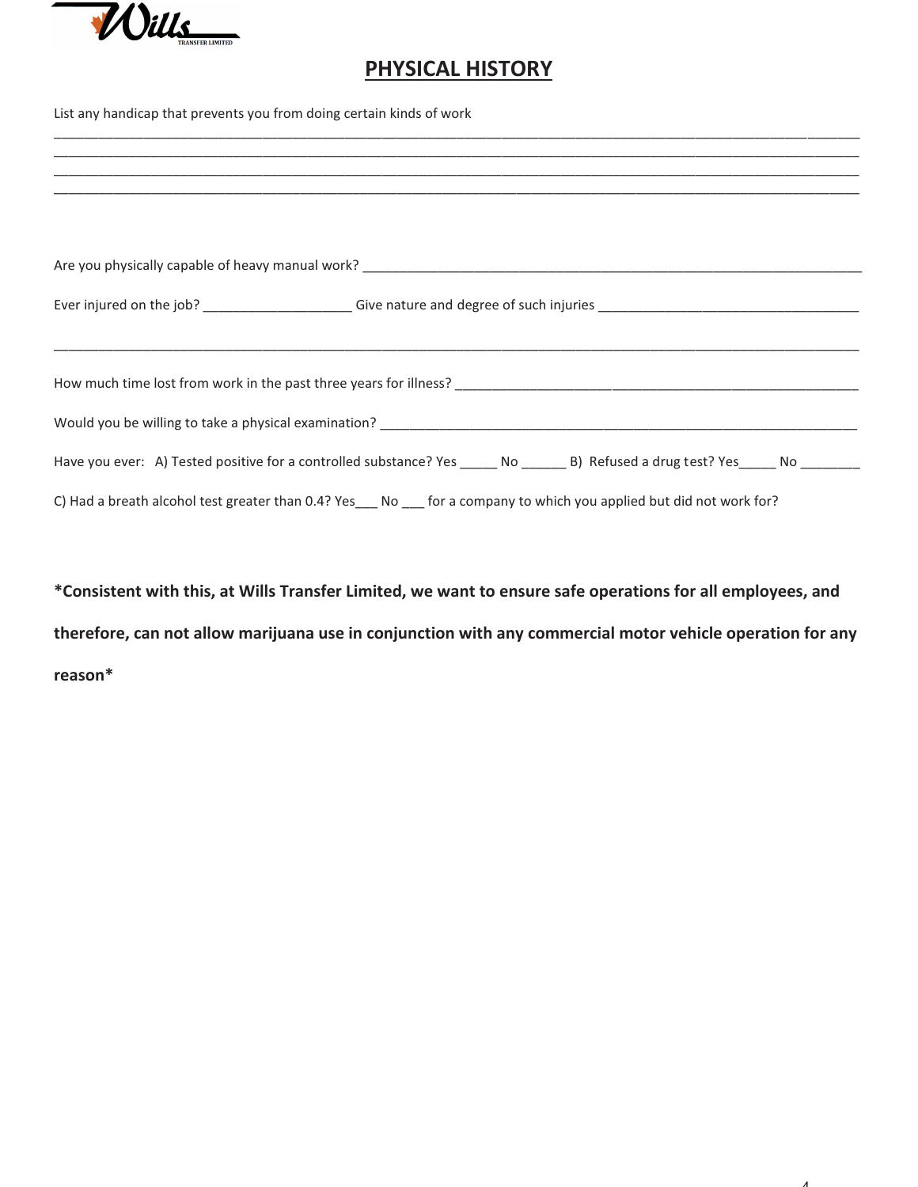## PHYSICAL HISTORY

List any handicap that prevents you from doing certain kinds of work

_______________________________________________________________________________________________
_______________________________________________________________________________________________
_______________________________________________________________________________________________
_______________________________________________________________________________________________

Are you physically capable of heavy manual work? _______________________________________________

Ever injured on the job? ____________________ Give nature and degree of such injuries ____________________________________

_______________________________________________________________________________________________

How much time lost from work in the past three years for illness? _______________________________________

Would you be willing to take a physical examination? _____________________________________________

Have you ever: A) Tested positive for a controlled substance? Yes _____ No ______ B) Refused a drug test? Yes_____ No ________

C) Had a breath alcohol test greater than 0.4? Yes___ No ___ for a company to which you applied but did not work for?

**\*Consistent with this, at Wills Transfer Limited, we want to ensure safe operations for all employees, and therefore, can not allow marijuana use in conjunction with any commercial motor vehicle operation for any reason\***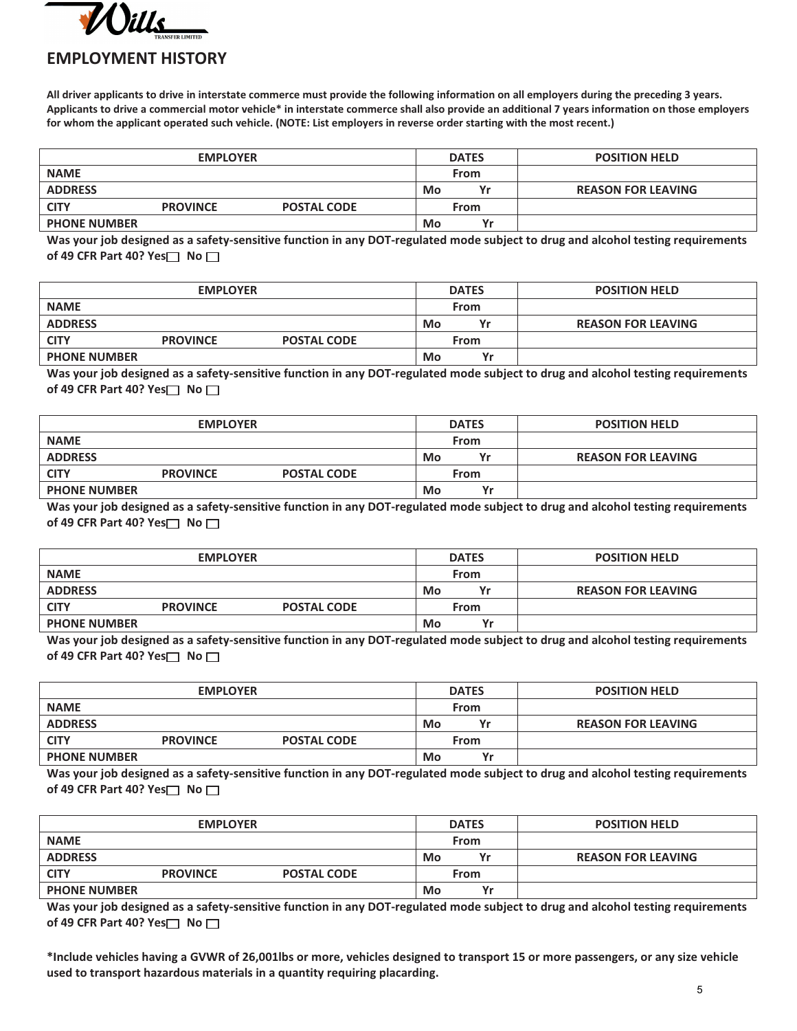## EMPLOYMENT HISTORY

**All driver applicants to drive in interstate commerce must provide the following information on all employers during the preceding 3 years. Applicants to drive a commercial motor vehicle* in interstate commerce shall also provide an additional 7 years information on those employers for whom the applicant operated such vehicle. (NOTE: List employers in reverse order starting with the most recent.)**

| EMPLOYER | | | DATES | | POSITION HELD |
|---|---|---|---|---|---|
| NAME | | | From | | |
| ADDRESS | | | Mo | Yr | REASON FOR LEAVING |
| CITY | PROVINCE | POSTAL CODE | From | | |
| PHONE NUMBER | | | Mo | Yr | |

**Was your job designed as a safety-sensitive function in any DOT-regulated mode subject to drug and alcohol testing requirements of 49 CFR Part 40? Yes☐ No ☐**

| EMPLOYER | | | DATES | | POSITION HELD |
|---|---|---|---|---|---|
| NAME | | | From | | |
| ADDRESS | | | Mo | Yr | REASON FOR LEAVING |
| CITY | PROVINCE | POSTAL CODE | From | | |
| PHONE NUMBER | | | Mo | Yr | |

**Was your job designed as a safety-sensitive function in any DOT-regulated mode subject to drug and alcohol testing requirements of 49 CFR Part 40? Yes☐ No ☐**

| EMPLOYER | | | DATES | | POSITION HELD |
|---|---|---|---|---|---|
| NAME | | | From | | |
| ADDRESS | | | Mo | Yr | REASON FOR LEAVING |
| CITY | PROVINCE | POSTAL CODE | From | | |
| PHONE NUMBER | | | Mo | Yr | |

**Was your job designed as a safety-sensitive function in any DOT-regulated mode subject to drug and alcohol testing requirements of 49 CFR Part 40? Yes☐ No ☐**

| EMPLOYER | | | DATES | | POSITION HELD |
|---|---|---|---|---|---|
| NAME | | | From | | |
| ADDRESS | | | Mo | Yr | REASON FOR LEAVING |
| CITY | PROVINCE | POSTAL CODE | From | | |
| PHONE NUMBER | | | Mo | Yr | |

**Was your job designed as a safety-sensitive function in any DOT-regulated mode subject to drug and alcohol testing requirements of 49 CFR Part 40? Yes☐ No ☐**

| EMPLOYER | | | DATES | | POSITION HELD |
|---|---|---|---|---|---|
| NAME | | | From | | |
| ADDRESS | | | Mo | Yr | REASON FOR LEAVING |
| CITY | PROVINCE | POSTAL CODE | From | | |
| PHONE NUMBER | | | Mo | Yr | |

**Was your job designed as a safety-sensitive function in any DOT-regulated mode subject to drug and alcohol testing requirements of 49 CFR Part 40? Yes☐ No ☐**

| EMPLOYER | | | DATES | | POSITION HELD |
|---|---|---|---|---|---|
| NAME | | | From | | |
| ADDRESS | | | Mo | Yr | REASON FOR LEAVING |
| CITY | PROVINCE | POSTAL CODE | From | | |
| PHONE NUMBER | | | Mo | Yr | |

**Was your job designed as a safety-sensitive function in any DOT-regulated mode subject to drug and alcohol testing requirements of 49 CFR Part 40? Yes☐ No ☐**

***Include vehicles having a GVWR of 26,001lbs or more, vehicles designed to transport 15 or more passengers, or any size vehicle used to transport hazardous materials in a quantity requiring placarding.**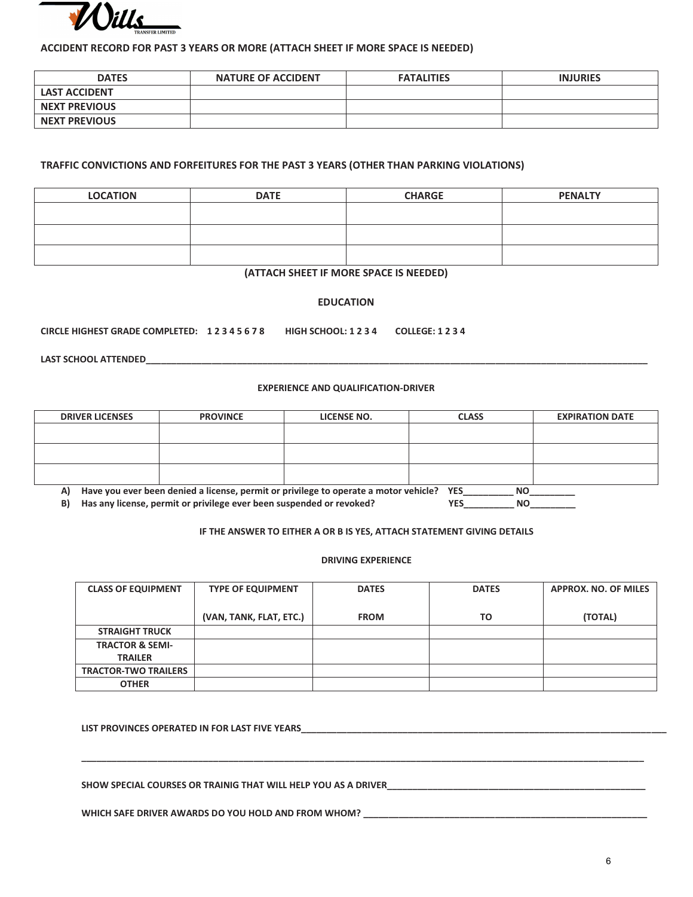**Wills TRANSFER LIMITED**

### ACCIDENT RECORD FOR PAST 3 YEARS OR MORE (ATTACH SHEET IF MORE SPACE IS NEEDED)

| DATES | NATURE OF ACCIDENT | FATALITIES | INJURIES |
|---|---|---|---|
| LAST ACCIDENT | | | |
| NEXT PREVIOUS | | | |
| NEXT PREVIOUS | | | |

### TRAFFIC CONVICTIONS AND FORFEITURES FOR THE PAST 3 YEARS (OTHER THAN PARKING VIOLATIONS)

| LOCATION | DATE | CHARGE | PENALTY |
|---|---|---|---|
| | | | |
| | | | |
| | | | |

**(ATTACH SHEET IF MORE SPACE IS NEEDED)**

## EDUCATION

**CIRCLE HIGHEST GRADE COMPLETED: 1 2 3 4 5 6 7 8 HIGH SCHOOL: 1 2 3 4 COLLEGE: 1 2 3 4**

**LAST SCHOOL ATTENDED**\_\_\_\_\_\_\_\_\_\_\_\_\_\_\_\_\_\_\_\_\_\_\_\_\_\_\_\_\_\_\_\_\_\_\_\_\_\_\_\_\_\_\_\_\_\_\_\_\_\_

## EXPERIENCE AND QUALIFICATION-DRIVER

| DRIVER LICENSES | PROVINCE | LICENSE NO. | CLASS | EXPIRATION DATE |
|---|---|---|---|---|
| | | | | |
| | | | | |
| | | | | |

**A) Have you ever been denied a license, permit or privilege to operate a motor vehicle? YES\_\_\_\_\_\_\_\_\_\_ NO\_\_\_\_\_\_\_\_\_**

**B) Has any license, permit or privilege ever been suspended or revoked? YES\_\_\_\_\_\_\_\_\_\_ NO\_\_\_\_\_\_\_\_\_**

**IF THE ANSWER TO EITHER A OR B IS YES, ATTACH STATEMENT GIVING DETAILS**

## DRIVING EXPERIENCE

| CLASS OF EQUIPMENT | TYPE OF EQUIPMENT (VAN, TANK, FLAT, ETC.) | DATES FROM | DATES TO | APPROX. NO. OF MILES (TOTAL) |
|---|---|---|---|---|
| STRAIGHT TRUCK | | | | |
| TRACTOR & SEMI-TRAILER | | | | |
| TRACTOR-TWO TRAILERS | | | | |
| OTHER | | | | |

**LIST PROVINCES OPERATED IN FOR LAST FIVE YEARS**\_\_\_\_\_\_\_\_\_\_\_\_\_\_\_\_\_\_\_\_\_\_\_\_\_\_\_\_\_\_\_\_\_\_\_\_\_\_\_\_

\_\_\_\_\_\_\_\_\_\_\_\_\_\_\_\_\_\_\_\_\_\_\_\_\_\_\_\_\_\_\_\_\_\_\_\_\_\_\_\_\_\_\_\_\_\_\_\_\_\_\_\_\_\_\_\_\_\_\_\_\_\_\_\_\_\_\_\_

**SHOW SPECIAL COURSES OR TRAINIG THAT WILL HELP YOU AS A DRIVER**\_\_\_\_\_\_\_\_\_\_\_\_\_\_\_\_\_\_\_\_\_\_\_\_\_\_\_\_\_\_\_\_

**WHICH SAFE DRIVER AWARDS DO YOU HOLD AND FROM WHOM?** \_\_\_\_\_\_\_\_\_\_\_\_\_\_\_\_\_\_\_\_\_\_\_\_\_\_\_\_\_\_\_\_\_\_\_\_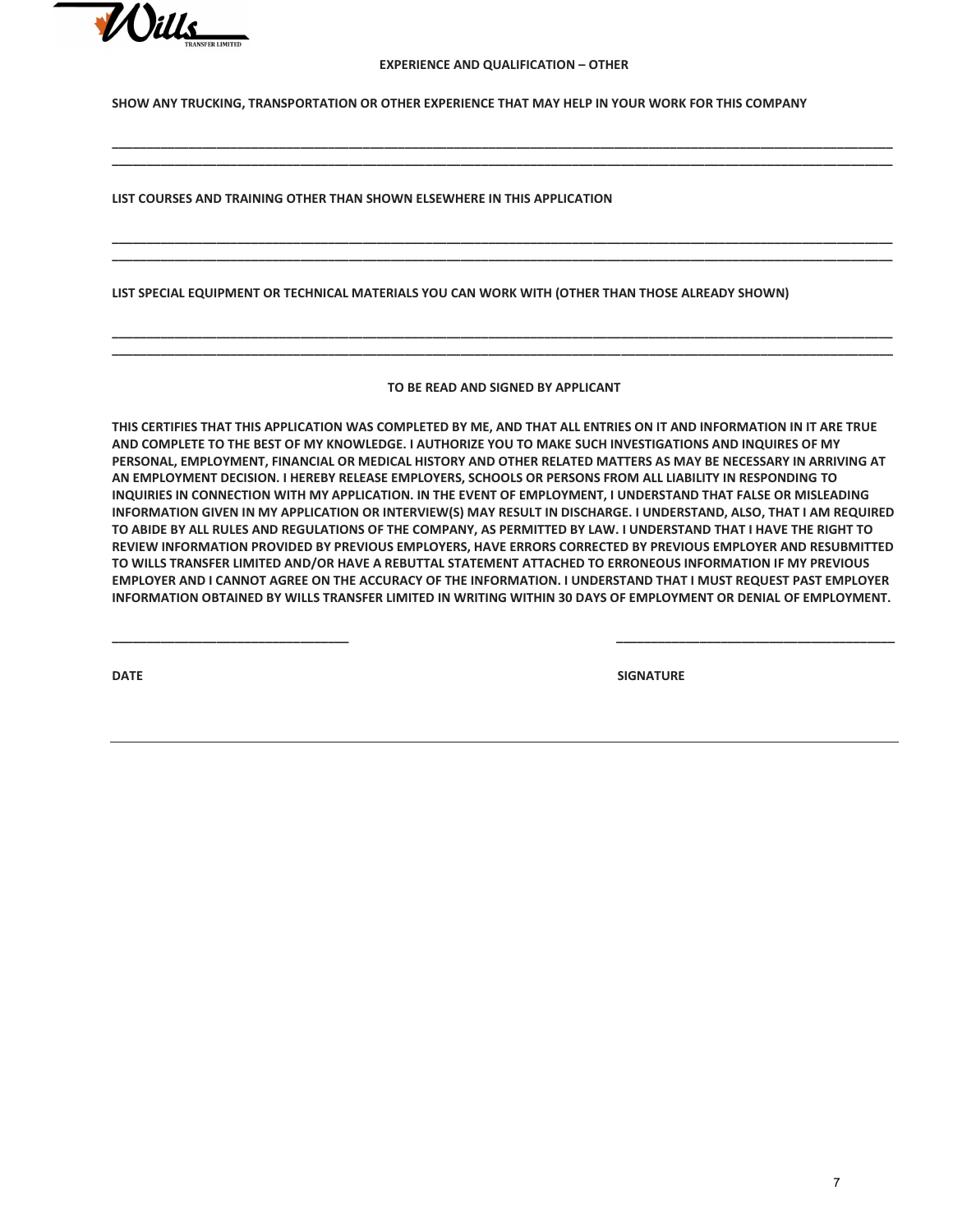## EXPERIENCE AND QUALIFICATION – OTHER

**SHOW ANY TRUCKING, TRANSPORTATION OR OTHER EXPERIENCE THAT MAY HELP IN YOUR WORK FOR THIS COMPANY**

________________________________________________________________________________________________________

________________________________________________________________________________________________________

**LIST COURSES AND TRAINING OTHER THAN SHOWN ELSEWHERE IN THIS APPLICATION**

________________________________________________________________________________________________________

________________________________________________________________________________________________________

**LIST SPECIAL EQUIPMENT OR TECHNICAL MATERIALS YOU CAN WORK WITH (OTHER THAN THOSE ALREADY SHOWN)**

________________________________________________________________________________________________________

________________________________________________________________________________________________________

### TO BE READ AND SIGNED BY APPLICANT

**THIS CERTIFIES THAT THIS APPLICATION WAS COMPLETED BY ME, AND THAT ALL ENTRIES ON IT AND INFORMATION IN IT ARE TRUE AND COMPLETE TO THE BEST OF MY KNOWLEDGE. I AUTHORIZE YOU TO MAKE SUCH INVESTIGATIONS AND INQUIRES OF MY PERSONAL, EMPLOYMENT, FINANCIAL OR MEDICAL HISTORY AND OTHER RELATED MATTERS AS MAY BE NECESSARY IN ARRIVING AT AN EMPLOYMENT DECISION. I HEREBY RELEASE EMPLOYERS, SCHOOLS OR PERSONS FROM ALL LIABILITY IN RESPONDING TO INQUIRIES IN CONNECTION WITH MY APPLICATION. IN THE EVENT OF EMPLOYMENT, I UNDERSTAND THAT FALSE OR MISLEADING INFORMATION GIVEN IN MY APPLICATION OR INTERVIEW(S) MAY RESULT IN DISCHARGE. I UNDERSTAND, ALSO, THAT I AM REQUIRED TO ABIDE BY ALL RULES AND REGULATIONS OF THE COMPANY, AS PERMITTED BY LAW. I UNDERSTAND THAT I HAVE THE RIGHT TO REVIEW INFORMATION PROVIDED BY PREVIOUS EMPLOYERS, HAVE ERRORS CORRECTED BY PREVIOUS EMPLOYER AND RESUBMITTED TO WILLS TRANSFER LIMITED AND/OR HAVE A REBUTTAL STATEMENT ATTACHED TO ERRONEOUS INFORMATION IF MY PREVIOUS EMPLOYER AND I CANNOT AGREE ON THE ACCURACY OF THE INFORMATION. I UNDERSTAND THAT I MUST REQUEST PAST EMPLOYER INFORMATION OBTAINED BY WILLS TRANSFER LIMITED IN WRITING WITHIN 30 DAYS OF EMPLOYMENT OR DENIAL OF EMPLOYMENT.**

___________________________________ &nbsp;&nbsp;&nbsp;&nbsp;&nbsp;&nbsp;&nbsp;&nbsp;&nbsp;&nbsp; ________________________________________

**DATE** &nbsp;&nbsp;&nbsp;&nbsp;&nbsp;&nbsp;&nbsp;&nbsp;&nbsp;&nbsp;&nbsp;&nbsp;&nbsp;&nbsp;&nbsp;&nbsp;&nbsp;&nbsp;&nbsp;&nbsp;&nbsp;&nbsp;&nbsp;&nbsp;&nbsp;&nbsp;&nbsp;&nbsp;&nbsp;&nbsp;&nbsp;&nbsp;&nbsp;&nbsp;&nbsp;&nbsp;&nbsp;&nbsp;&nbsp;&nbsp; **SIGNATURE**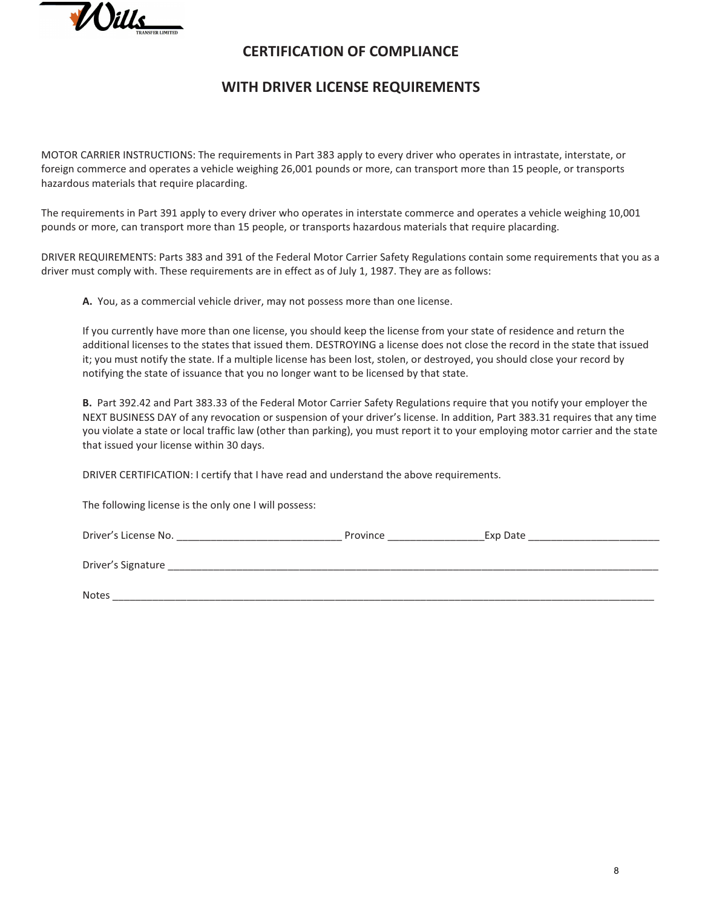# CERTIFICATION OF COMPLIANCE

# WITH DRIVER LICENSE REQUIREMENTS

MOTOR CARRIER INSTRUCTIONS: The requirements in Part 383 apply to every driver who operates in intrastate, interstate, or foreign commerce and operates a vehicle weighing 26,001 pounds or more, can transport more than 15 people, or transports hazardous materials that require placarding.

The requirements in Part 391 apply to every driver who operates in interstate commerce and operates a vehicle weighing 10,001 pounds or more, can transport more than 15 people, or transports hazardous materials that require placarding.

DRIVER REQUIREMENTS: Parts 383 and 391 of the Federal Motor Carrier Safety Regulations contain some requirements that you as a driver must comply with. These requirements are in effect as of July 1, 1987. They are as follows:

**A.** You, as a commercial vehicle driver, may not possess more than one license.

If you currently have more than one license, you should keep the license from your state of residence and return the additional licenses to the states that issued them. DESTROYING a license does not close the record in the state that issued it; you must notify the state. If a multiple license has been lost, stolen, or destroyed, you should close your record by notifying the state of issuance that you no longer want to be licensed by that state.

**B.** Part 392.42 and Part 383.33 of the Federal Motor Carrier Safety Regulations require that you notify your employer the NEXT BUSINESS DAY of any revocation or suspension of your driver's license. In addition, Part 383.31 requires that any time you violate a state or local traffic law (other than parking), you must report it to your employing motor carrier and the state that issued your license within 30 days.

DRIVER CERTIFICATION: I certify that I have read and understand the above requirements.

The following license is the only one I will possess:

Driver's License No. _____________________________ Province _________________Exp Date _______________________

Driver's Signature _____________________________________________________________________________________________

Notes _________________________________________________________________________________________________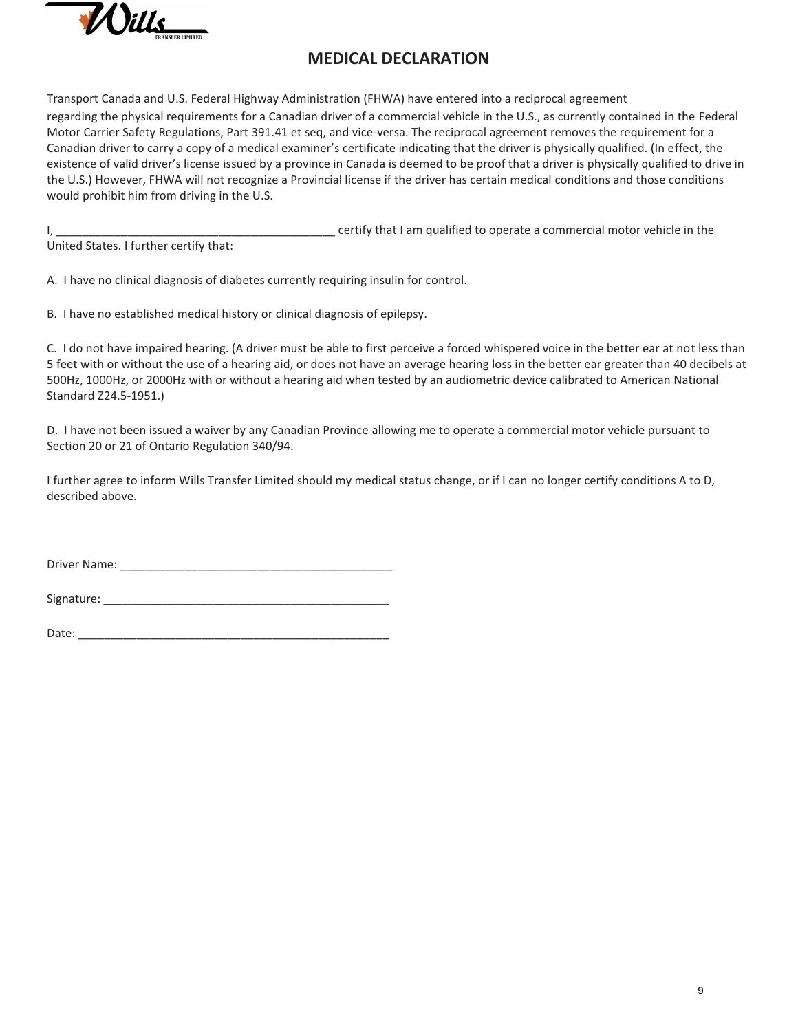# MEDICAL DECLARATION

Transport Canada and U.S. Federal Highway Administration (FHWA) have entered into a reciprocal agreement regarding the physical requirements for a Canadian driver of a commercial vehicle in the U.S., as currently contained in the Federal Motor Carrier Safety Regulations, Part 391.41 et seq, and vice-versa. The reciprocal agreement removes the requirement for a Canadian driver to carry a copy of a medical examiner's certificate indicating that the driver is physically qualified. (In effect, the existence of valid driver's license issued by a province in Canada is deemed to be proof that a driver is physically qualified to drive in the U.S.) However, FHWA will not recognize a Provincial license if the driver has certain medical conditions and those conditions would prohibit him from driving in the U.S.

I, ___________________________________________ certify that I am qualified to operate a commercial motor vehicle in the United States. I further certify that:

A. I have no clinical diagnosis of diabetes currently requiring insulin for control.

B. I have no established medical history or clinical diagnosis of epilepsy.

C. I do not have impaired hearing. (A driver must be able to first perceive a forced whispered voice in the better ear at not less than 5 feet with or without the use of a hearing aid, or does not have an average hearing loss in the better ear greater than 40 decibels at 500Hz, 1000Hz, or 2000Hz with or without a hearing aid when tested by an audiometric device calibrated to American National Standard Z24.5-1951.)

D. I have not been issued a waiver by any Canadian Province allowing me to operate a commercial motor vehicle pursuant to Section 20 or 21 of Ontario Regulation 340/94.

I further agree to inform Wills Transfer Limited should my medical status change, or if I can no longer certify conditions A to D, described above.

Driver Name: ___________________________________________

Signature: ______________________________________________

Date: __________________________________________________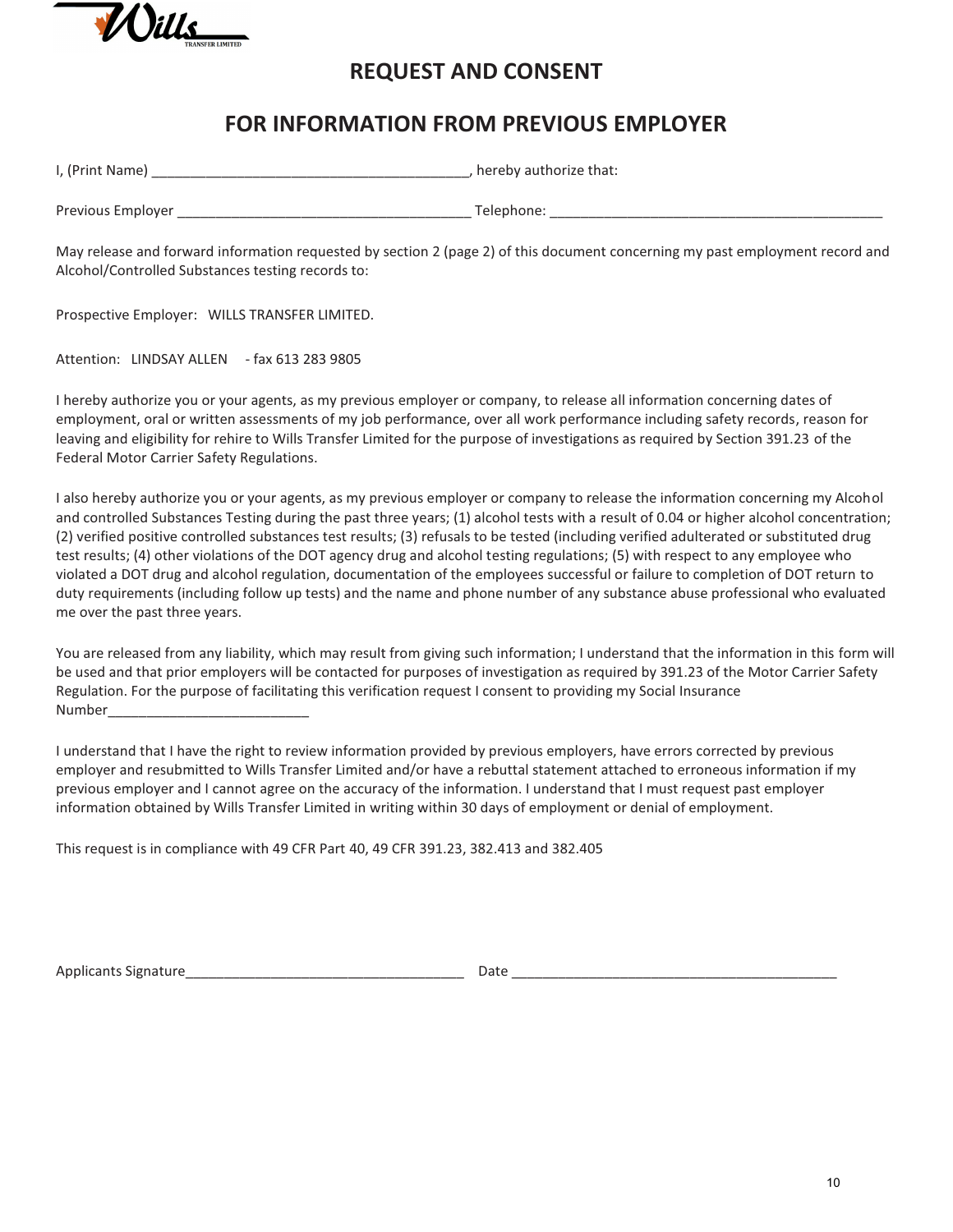# REQUEST AND CONSENT

# FOR INFORMATION FROM PREVIOUS EMPLOYER

I, (Print Name) ________________________________________, hereby authorize that:

Previous Employer ____________________________________ Telephone: __________________________________________

May release and forward information requested by section 2 (page 2) of this document concerning my past employment record and Alcohol/Controlled Substances testing records to:

Prospective Employer: WILLS TRANSFER LIMITED.

Attention: LINDSAY ALLEN - fax 613 283 9805

I hereby authorize you or your agents, as my previous employer or company, to release all information concerning dates of employment, oral or written assessments of my job performance, over all work performance including safety records, reason for leaving and eligibility for rehire to Wills Transfer Limited for the purpose of investigations as required by Section 391.23 of the Federal Motor Carrier Safety Regulations.

I also hereby authorize you or your agents, as my previous employer or company to release the information concerning my Alcohol and controlled Substances Testing during the past three years; (1) alcohol tests with a result of 0.04 or higher alcohol concentration; (2) verified positive controlled substances test results; (3) refusals to be tested (including verified adulterated or substituted drug test results; (4) other violations of the DOT agency drug and alcohol testing regulations; (5) with respect to any employee who violated a DOT drug and alcohol regulation, documentation of the employees successful or failure to completion of DOT return to duty requirements (including follow up tests) and the name and phone number of any substance abuse professional who evaluated me over the past three years.

You are released from any liability, which may result from giving such information; I understand that the information in this form will be used and that prior employers will be contacted for purposes of investigation as required by 391.23 of the Motor Carrier Safety Regulation. For the purpose of facilitating this verification request I consent to providing my Social Insurance Number__________________________

I understand that I have the right to review information provided by previous employers, have errors corrected by previous employer and resubmitted to Wills Transfer Limited and/or have a rebuttal statement attached to erroneous information if my previous employer and I cannot agree on the accuracy of the information. I understand that I must request past employer information obtained by Wills Transfer Limited in writing within 30 days of employment or denial of employment.

This request is in compliance with 49 CFR Part 40, 49 CFR 391.23, 382.413 and 382.405

Applicants Signature____________________________________ Date __________________________________________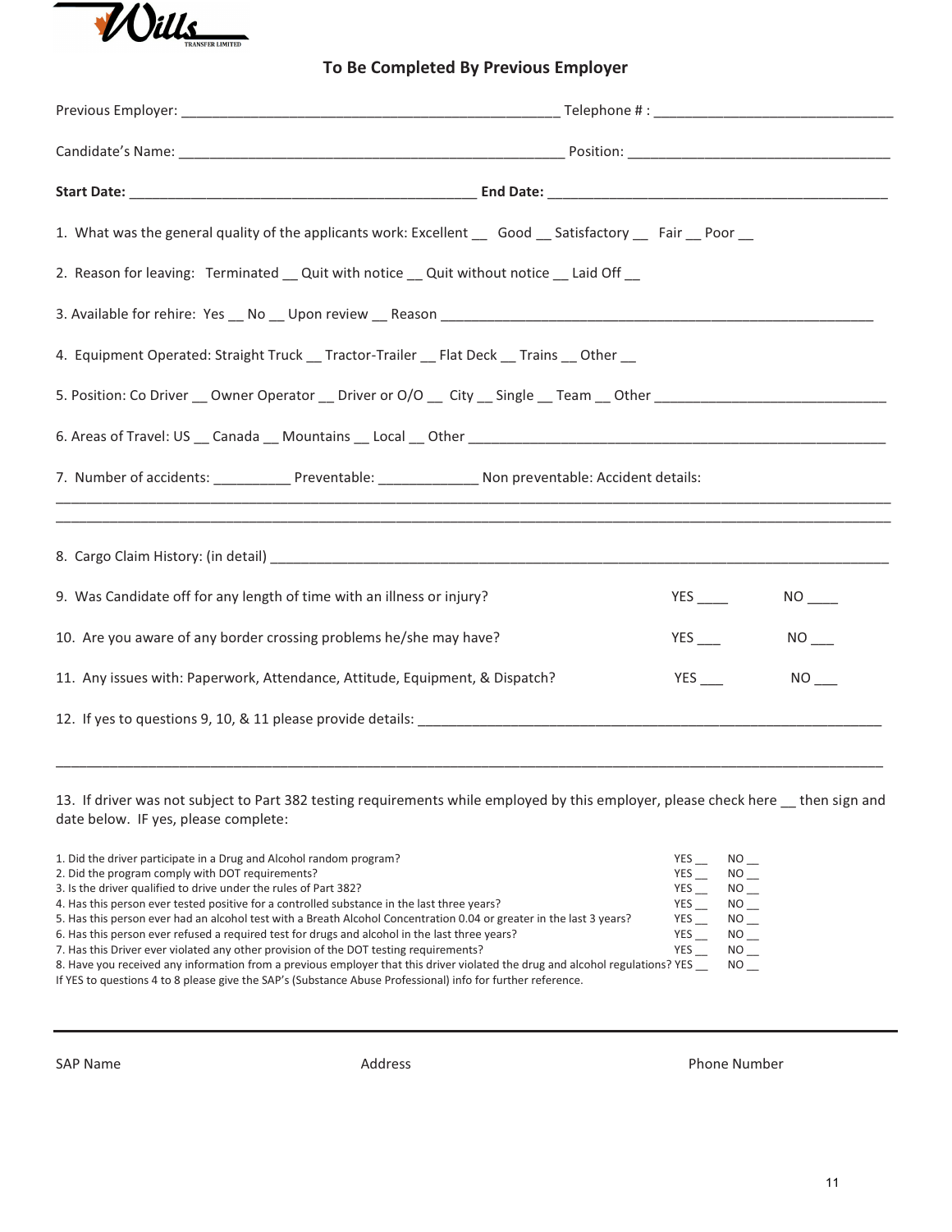Wills Transfer Limited

## To Be Completed By Previous Employer

Previous Employer: ________________________________________________ Telephone # : ______________________________

Candidate's Name: ________________________________________________ Position: __________________________________

**Start Date:** ____________________________________________ **End Date:** ____________________________________________

1. What was the general quality of the applicants work: Excellent __ Good __ Satisfactory __ Fair __ Poor __

2. Reason for leaving: Terminated __ Quit with notice __ Quit without notice __ Laid Off __

3. Available for rehire: Yes __ No __ Upon review __ Reason _______________________________________________________

4. Equipment Operated: Straight Truck __ Tractor-Trailer __ Flat Deck __ Trains __ Other __

5. Position: Co Driver __ Owner Operator __ Driver or O/O __ City __ Single __ Team __ Other _____________________________

6. Areas of Travel: US __ Canada __ Mountains __ Local __ Other _______________________________________________________

7. Number of accidents: __________ Preventable: _____________ Non preventable: Accident details:

______________________________________________________________________________________________________

______________________________________________________________________________________________________

8. Cargo Claim History: (in detail) ____________________________________________________________________________

9. Was Candidate off for any length of time with an illness or injury? YES ____ NO ____

10. Are you aware of any border crossing problems he/she may have? YES ___ NO ___

11. Any issues with: Paperwork, Attendance, Attitude, Equipment, & Dispatch? YES ___ NO ___

12. If yes to questions 9, 10, & 11 please provide details: _____________________________________________________________

______________________________________________________________________________________________________

13. If driver was not subject to Part 382 testing requirements while employed by this employer, please check here __ then sign and date below. IF yes, please complete:

1. Did the driver participate in a Drug and Alcohol random program? YES __ NO __
2. Did the program comply with DOT requirements? YES __ NO __
3. Is the driver qualified to drive under the rules of Part 382? YES __ NO __
4. Has this person ever tested positive for a controlled substance in the last three years? YES __ NO __
5. Has this person ever had an alcohol test with a Breath Alcohol Concentration 0.04 or greater in the last 3 years? YES __ NO __
6. Has this person ever refused a required test for drugs and alcohol in the last three years? YES __ NO __
7. Has this Driver ever violated any other provision of the DOT testing requirements? YES __ NO __
8. Have you received any information from a previous employer that this driver violated the drug and alcohol regulations? YES __ NO __

If YES to questions 4 to 8 please give the SAP's (Substance Abuse Professional) info for further reference.

SAP Name | Address | Phone Number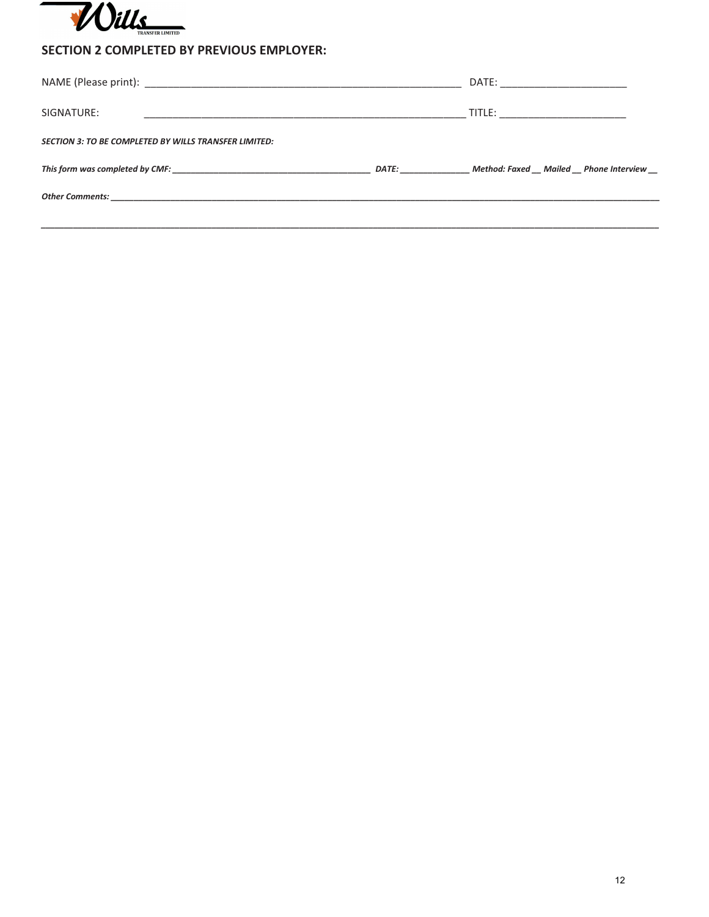## SECTION 2 COMPLETED BY PREVIOUS EMPLOYER:

NAME (Please print): ________________________________________________________ DATE: _______________________

SIGNATURE: ________________________________________________________ TITLE: _______________________

***SECTION 3: TO BE COMPLETED BY WILLS TRANSFER LIMITED:***

***This form was completed by CMF: ________________________________________ DATE: _______________ Method: Faxed __ Mailed __ Phone Interview __***

***Other Comments: ___________________________________________________________________________________________________________***

***___________________________________________________________________________________________________________________________***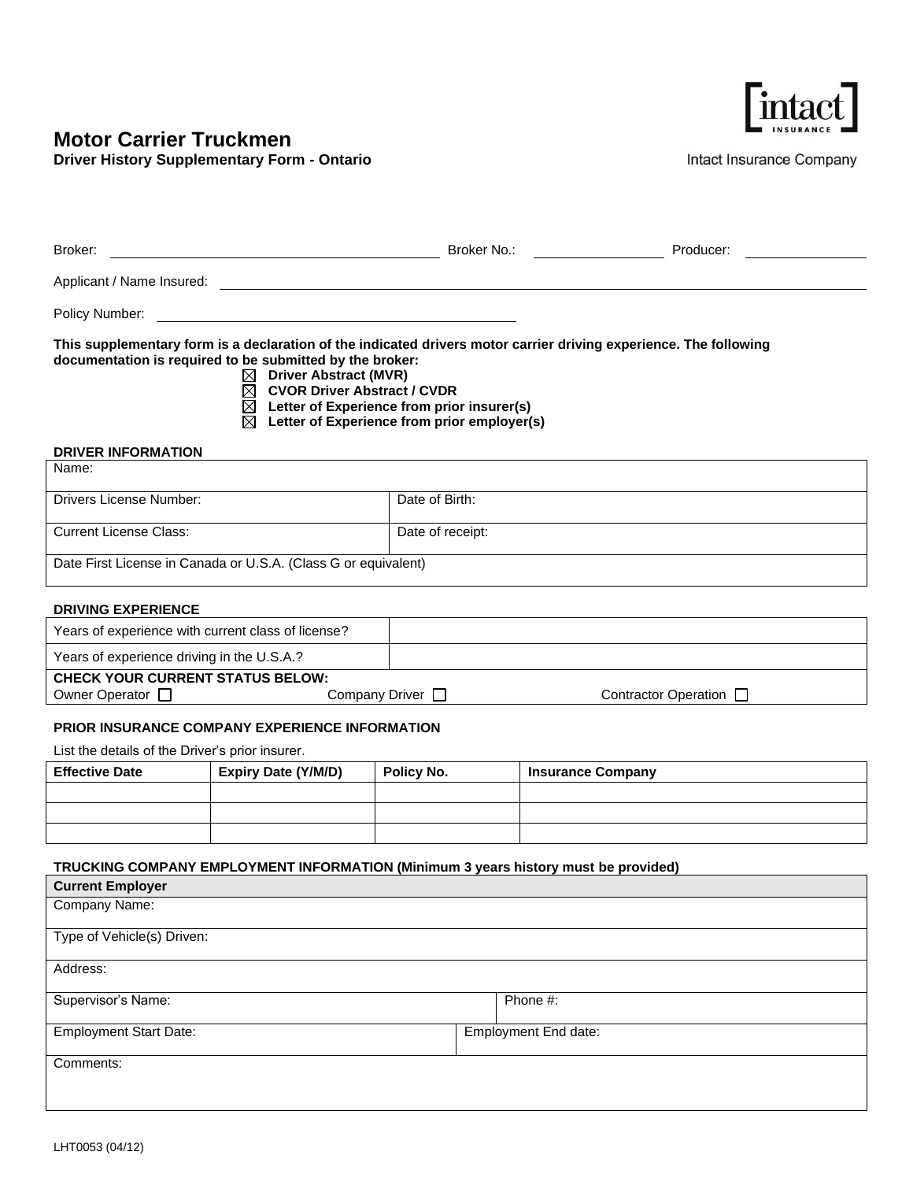# Motor Carrier Truckmen

**Driver History Supplementary Form - Ontario**

Intact Insurance Company

Broker: ______________________ Broker No.: ____________ Producer: ____________

Applicant / Name Insured: ______________________________________________

Policy Number: ______________________

**This supplementary form is a declaration of the indicated drivers motor carrier driving experience. The following documentation is required to be submitted by the broker:**

- ☒ **Driver Abstract (MVR)**
- ☒ **CVOR Driver Abstract / CVDR**
- ☒ **Letter of Experience from prior insurer(s)**
- ☒ **Letter of Experience from prior employer(s)**

### DRIVER INFORMATION

| Name: | |
|---|---|
| Drivers License Number: | Date of Birth: |
| Current License Class: | Date of receipt: |
| Date First License in Canada or U.S.A. (Class G or equivalent) | |

### DRIVING EXPERIENCE

| Years of experience with current class of license? | |
|---|---|
| Years of experience driving in the U.S.A.? | |

**CHECK YOUR CURRENT STATUS BELOW:**

Owner Operator ☐ Company Driver ☐ Contractor Operation ☐

### PRIOR INSURANCE COMPANY EXPERIENCE INFORMATION

List the details of the Driver's prior insurer.

| Effective Date | Expiry Date (Y/M/D) | Policy No. | Insurance Company |
|---|---|---|---|
| | | | |
| | | | |
| | | | |

### TRUCKING COMPANY EMPLOYMENT INFORMATION (Minimum 3 years history must be provided)

| **Current Employer** | |
|---|---|
| Company Name: | |
| Type of Vehicle(s) Driven: | |
| Address: | |
| Supervisor's Name: | Phone #: |
| Employment Start Date: | Employment End date: |
| Comments: | |

LHT0053 (04/12)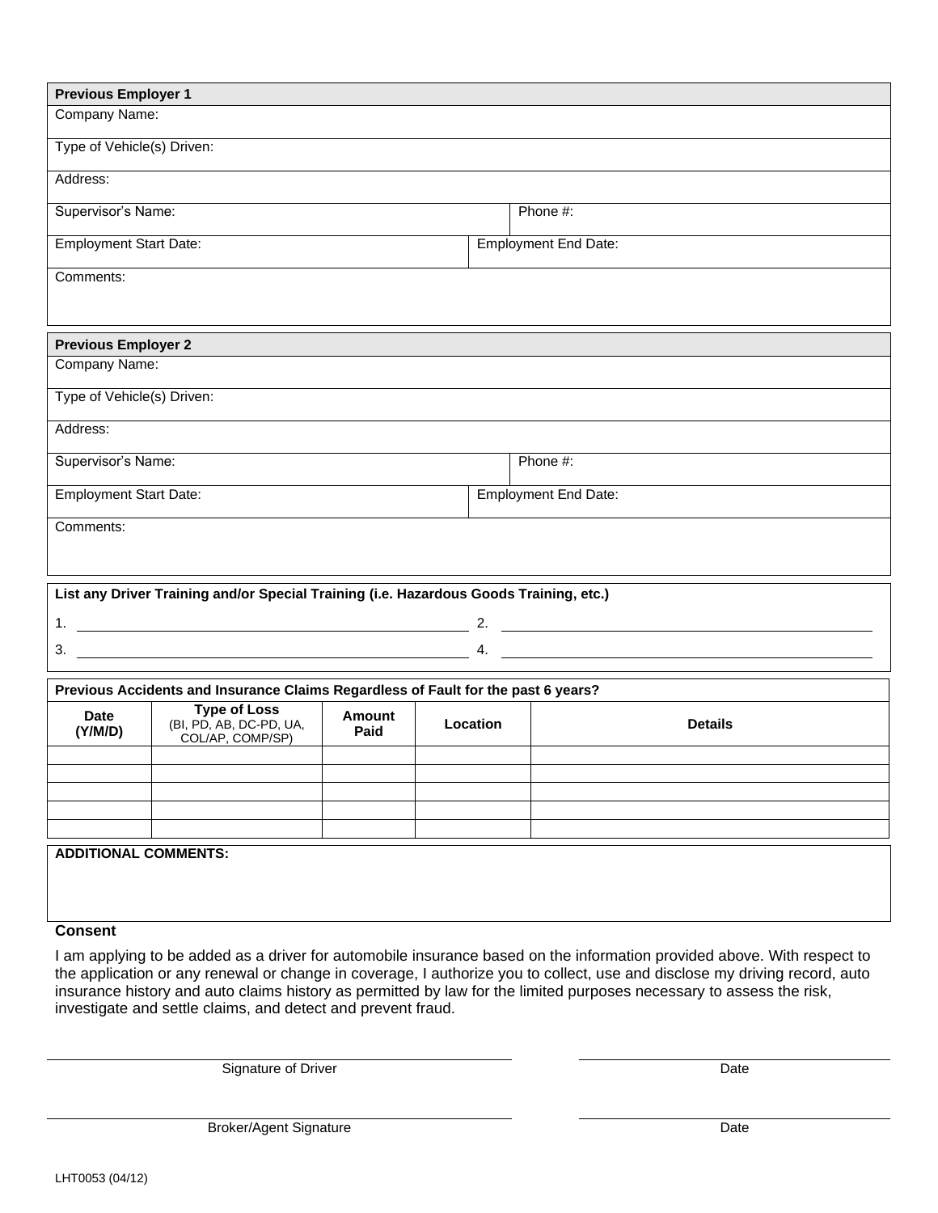**Previous Employer 1**

Company Name:

Type of Vehicle(s) Driven:

Address:

Supervisor's Name: Phone #:

Employment Start Date: Employment End Date:

Comments:

**Previous Employer 2**

Company Name:

Type of Vehicle(s) Driven:

Address:

Supervisor's Name: Phone #:

Employment Start Date: Employment End Date:

Comments:

**List any Driver Training and/or Special Training (i.e. Hazardous Goods Training, etc.)**

1. ______________________ 2. ______________________

3. ______________________ 4. ______________________

**Previous Accidents and Insurance Claims Regardless of Fault for the past 6 years?**

| Date (Y/M/D) | Type of Loss (BI, PD, AB, DC-PD, UA, COL/AP, COMP/SP) | Amount Paid | Location | Details |
|---|---|---|---|---|
| | | | | |
| | | | | |
| | | | | |
| | | | | |
| | | | | |

**ADDITIONAL COMMENTS:**

**Consent**

I am applying to be added as a driver for automobile insurance based on the information provided above. With respect to the application or any renewal or change in coverage, I authorize you to collect, use and disclose my driving record, auto insurance history and auto claims history as permitted by law for the limited purposes necessary to assess the risk, investigate and settle claims, and detect and prevent fraud.

______________________ ______________________

Signature of Driver Date

______________________ ______________________

Broker/Agent Signature Date

LHT0053 (04/12)